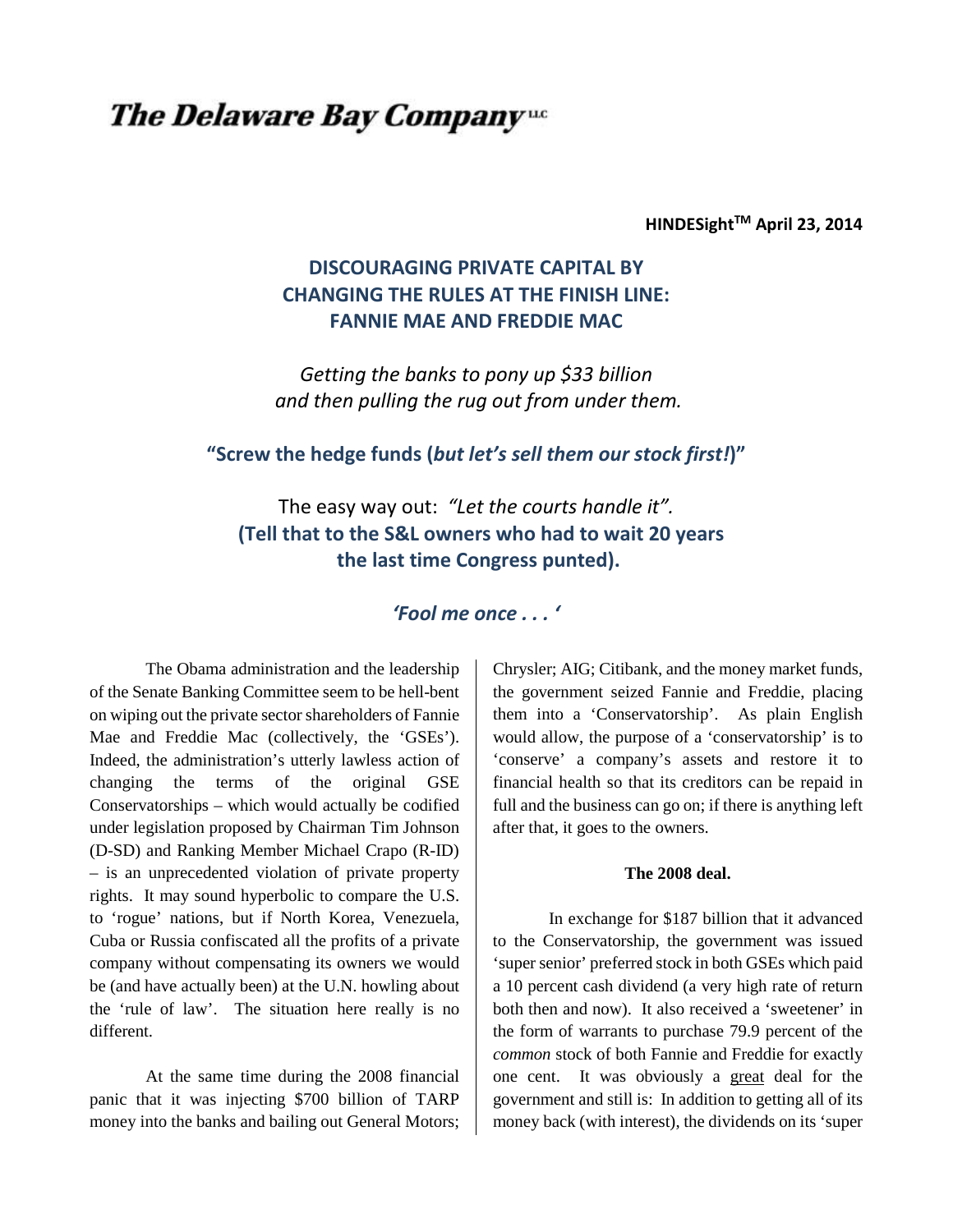# The Delaware Bay Company LLC

**HINDESight™ April 23, 2014**

## DISCOURAGING PRIVATE CAPITAL BY CHANGING THE RULES AT THE FINISH LINE: FANNIE MAE AND FREDDIE MAC

*Getting the banks to pony up $33 billion and then pulling the rug out from under them.*

**"Screw the hedge funds (*but let's sell them our stock first!*)"**

The easy way out: *"Let the courts handle it".* **(Tell that to the S&L owners who had to wait 20 years the last time Congress punted).**

***'Fool me once . . . '***

The Obama administration and the leadership of the Senate Banking Committee seem to be hell-bent on wiping out the private sector shareholders of Fannie Mae and Freddie Mac (collectively, the 'GSEs'). Indeed, the administration's utterly lawless action of changing the terms of the original GSE Conservatorships – which would actually be codified under legislation proposed by Chairman Tim Johnson (D-SD) and Ranking Member Michael Crapo (R-ID) – is an unprecedented violation of private property rights. It may sound hyperbolic to compare the U.S. to 'rogue' nations, but if North Korea, Venezuela, Cuba or Russia confiscated all the profits of a private company without compensating its owners we would be (and have actually been) at the U.N. howling about the 'rule of law'. The situation here really is no different.

At the same time during the 2008 financial panic that it was injecting $700 billion of TARP money into the banks and bailing out General Motors; Chrysler; AIG; Citibank, and the money market funds, the government seized Fannie and Freddie, placing them into a 'Conservatorship'. As plain English would allow, the purpose of a 'conservatorship' is to 'conserve' a company's assets and restore it to financial health so that its creditors can be repaid in full and the business can go on; if there is anything left after that, it goes to the owners.

**The 2008 deal.**

In exchange for $187 billion that it advanced to the Conservatorship, the government was issued 'super senior' preferred stock in both GSEs which paid a 10 percent cash dividend (a very high rate of return both then and now). It also received a 'sweetener' in the form of warrants to purchase 79.9 percent of the *common* stock of both Fannie and Freddie for exactly one cent. It was obviously a great deal for the government and still is: In addition to getting all of its money back (with interest), the dividends on its 'super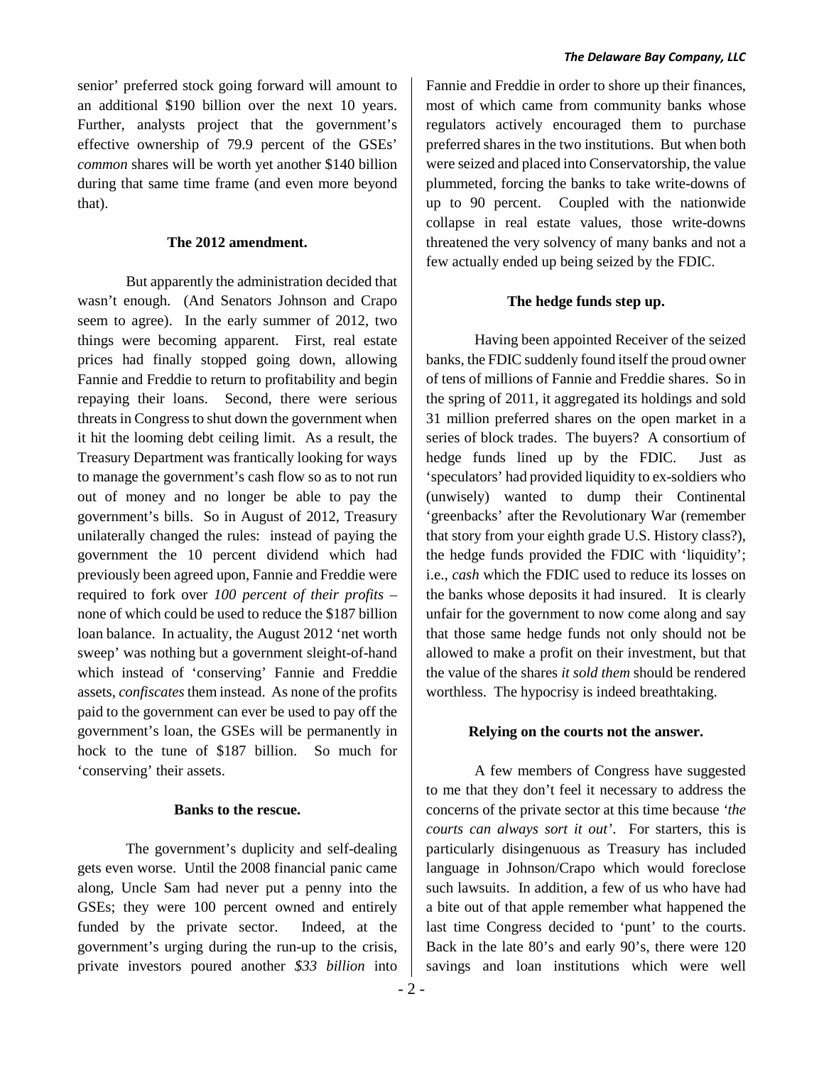senior' preferred stock going forward will amount to an additional \$190 billion over the next 10 years. Further, analysts project that the government's effective ownership of 79.9 percent of the GSEs' *common* shares will be worth yet another \$140 billion during that same time frame (and even more beyond that).

**The 2012 amendment.**

But apparently the administration decided that wasn't enough. (And Senators Johnson and Crapo seem to agree). In the early summer of 2012, two things were becoming apparent. First, real estate prices had finally stopped going down, allowing Fannie and Freddie to return to profitability and begin repaying their loans. Second, there were serious threats in Congress to shut down the government when it hit the looming debt ceiling limit. As a result, the Treasury Department was frantically looking for ways to manage the government's cash flow so as to not run out of money and no longer be able to pay the government's bills. So in August of 2012, Treasury unilaterally changed the rules: instead of paying the government the 10 percent dividend which had previously been agreed upon, Fannie and Freddie were required to fork over *100 percent of their profits* – none of which could be used to reduce the \$187 billion loan balance. In actuality, the August 2012 'net worth sweep' was nothing but a government sleight-of-hand which instead of 'conserving' Fannie and Freddie assets, *confiscates* them instead. As none of the profits paid to the government can ever be used to pay off the government's loan, the GSEs will be permanently in hock to the tune of \$187 billion. So much for 'conserving' their assets.

**Banks to the rescue.**

The government's duplicity and self-dealing gets even worse. Until the 2008 financial panic came along, Uncle Sam had never put a penny into the GSEs; they were 100 percent owned and entirely funded by the private sector. Indeed, at the government's urging during the run-up to the crisis, private investors poured another *\$33 billion* into Fannie and Freddie in order to shore up their finances, most of which came from community banks whose regulators actively encouraged them to purchase preferred shares in the two institutions. But when both were seized and placed into Conservatorship, the value plummeted, forcing the banks to take write-downs of up to 90 percent. Coupled with the nationwide collapse in real estate values, those write-downs threatened the very solvency of many banks and not a few actually ended up being seized by the FDIC.

**The hedge funds step up.**

Having been appointed Receiver of the seized banks, the FDIC suddenly found itself the proud owner of tens of millions of Fannie and Freddie shares. So in the spring of 2011, it aggregated its holdings and sold 31 million preferred shares on the open market in a series of block trades. The buyers? A consortium of hedge funds lined up by the FDIC. Just as 'speculators' had provided liquidity to ex-soldiers who (unwisely) wanted to dump their Continental 'greenbacks' after the Revolutionary War (remember that story from your eighth grade U.S. History class?), the hedge funds provided the FDIC with 'liquidity'; i.e., *cash* which the FDIC used to reduce its losses on the banks whose deposits it had insured. It is clearly unfair for the government to now come along and say that those same hedge funds not only should not be allowed to make a profit on their investment, but that the value of the shares *it sold them* should be rendered worthless. The hypocrisy is indeed breathtaking.

**Relying on the courts not the answer.**

A few members of Congress have suggested to me that they don't feel it necessary to address the concerns of the private sector at this time because *'the courts can always sort it out'*. For starters, this is particularly disingenuous as Treasury has included language in Johnson/Crapo which would foreclose such lawsuits. In addition, a few of us who have had a bite out of that apple remember what happened the last time Congress decided to 'punt' to the courts. Back in the late 80's and early 90's, there were 120 savings and loan institutions which were well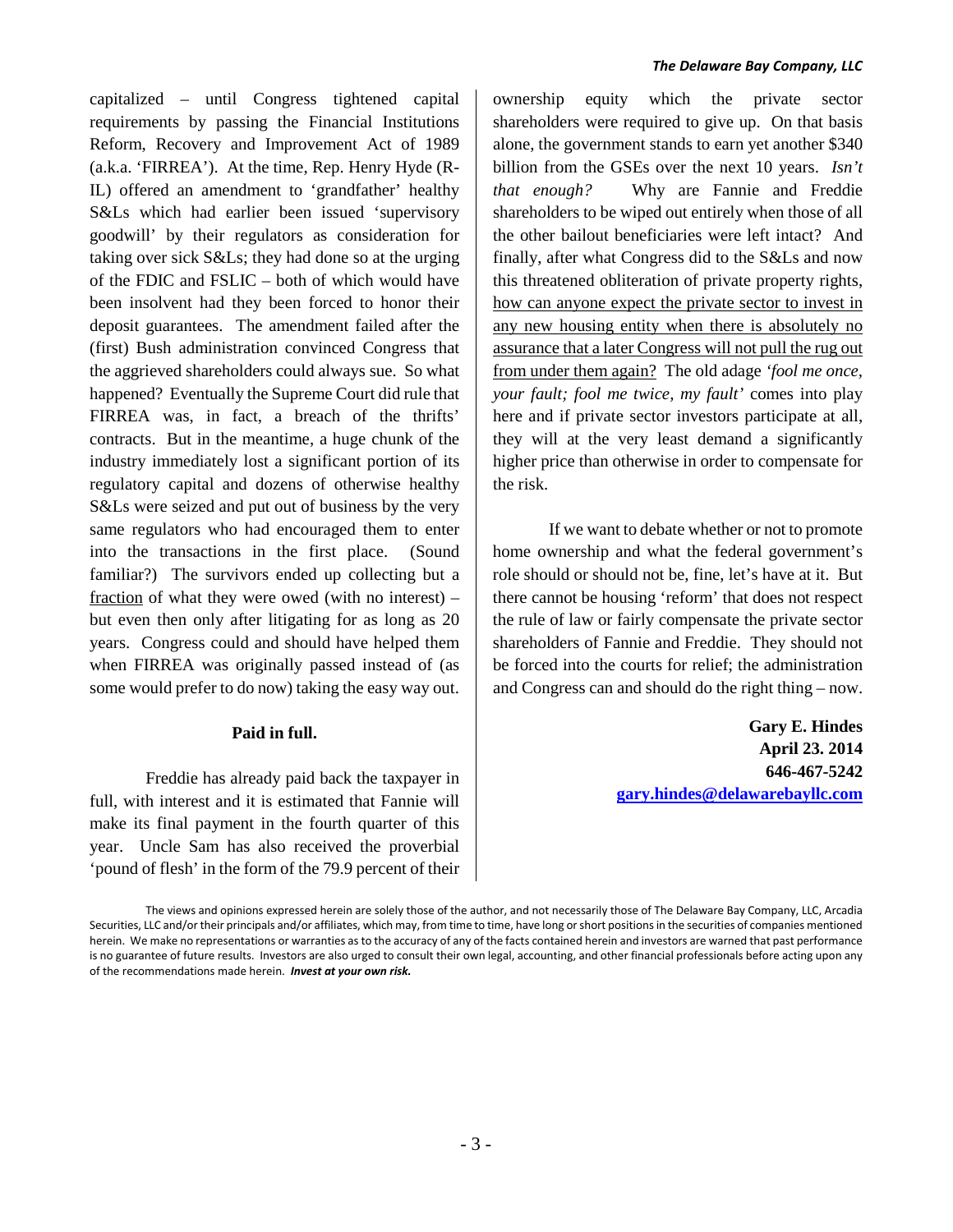capitalized – until Congress tightened capital requirements by passing the Financial Institutions Reform, Recovery and Improvement Act of 1989 (a.k.a. 'FIRREA'). At the time, Rep. Henry Hyde (R-IL) offered an amendment to 'grandfather' healthy S&Ls which had earlier been issued 'supervisory goodwill' by their regulators as consideration for taking over sick S&Ls; they had done so at the urging of the FDIC and FSLIC – both of which would have been insolvent had they been forced to honor their deposit guarantees. The amendment failed after the (first) Bush administration convinced Congress that the aggrieved shareholders could always sue. So what happened? Eventually the Supreme Court did rule that FIRREA was, in fact, a breach of the thrifts' contracts. But in the meantime, a huge chunk of the industry immediately lost a significant portion of its regulatory capital and dozens of otherwise healthy S&Ls were seized and put out of business by the very same regulators who had encouraged them to enter into the transactions in the first place. (Sound familiar?) The survivors ended up collecting but a <u>fraction</u> of what they were owed (with no interest) – but even then only after litigating for as long as 20 years. Congress could and should have helped them when FIRREA was originally passed instead of (as some would prefer to do now) taking the easy way out.

**Paid in full.**

Freddie has already paid back the taxpayer in full, with interest and it is estimated that Fannie will make its final payment in the fourth quarter of this year. Uncle Sam has also received the proverbial 'pound of flesh' in the form of the 79.9 percent of their ownership equity which the private sector shareholders were required to give up. On that basis alone, the government stands to earn yet another $340 billion from the GSEs over the next 10 years. *Isn't that enough?* Why are Fannie and Freddie shareholders to be wiped out entirely when those of all the other bailout beneficiaries were left intact? And finally, after what Congress did to the S&Ls and now this threatened obliteration of private property rights, <u>how can anyone expect the private sector to invest in any new housing entity when there is absolutely no assurance that a later Congress will not pull the rug out from under them again?</u> The old adage *'fool me once, your fault; fool me twice, my fault'* comes into play here and if private sector investors participate at all, they will at the very least demand a significantly higher price than otherwise in order to compensate for the risk.

If we want to debate whether or not to promote home ownership and what the federal government's role should or should not be, fine, let's have at it. But there cannot be housing 'reform' that does not respect the rule of law or fairly compensate the private sector shareholders of Fannie and Freddie. They should not be forced into the courts for relief; the administration and Congress can and should do the right thing – now.

**Gary E. Hindes**
**April 23. 2014**
**646-467-5242**
**gary.hindes@delawarebayllc.com**

The views and opinions expressed herein are solely those of the author, and not necessarily those of The Delaware Bay Company, LLC, Arcadia Securities, LLC and/or their principals and/or affiliates, which may, from time to time, have long or short positions in the securities of companies mentioned herein. We make no representations or warranties as to the accuracy of any of the facts contained herein and investors are warned that past performance is no guarantee of future results. Investors are also urged to consult their own legal, accounting, and other financial professionals before acting upon any of the recommendations made herein. ***Invest at your own risk.***